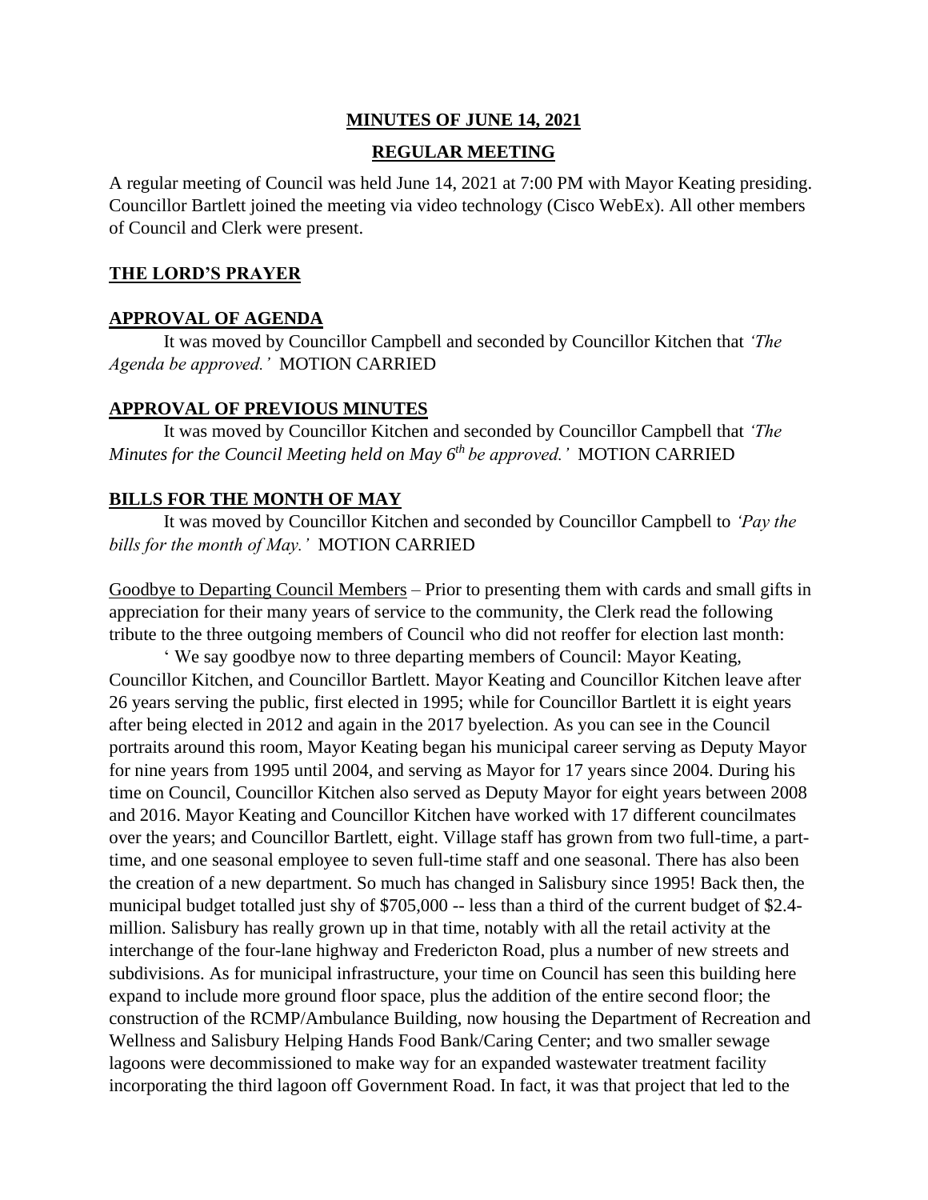# MINUTES OF JUNE 14, 2021

## REGULAR MEETING

A regular meeting of Council was held June 14, 2021 at 7:00 PM with Mayor Keating presiding. Councillor Bartlett joined the meeting via video technology (Cisco WebEx). All other members of Council and Clerk were present.

### THE LORD'S PRAYER

### APPROVAL OF AGENDA

It was moved by Councillor Campbell and seconded by Councillor Kitchen that *'The Agenda be approved.'* MOTION CARRIED

### APPROVAL OF PREVIOUS MINUTES

It was moved by Councillor Kitchen and seconded by Councillor Campbell that *'The Minutes for the Council Meeting held on May 6th be approved.'* MOTION CARRIED

### BILLS FOR THE MONTH OF MAY

It was moved by Councillor Kitchen and seconded by Councillor Campbell to *'Pay the bills for the month of May.'* MOTION CARRIED

Goodbye to Departing Council Members – Prior to presenting them with cards and small gifts in appreciation for their many years of service to the community, the Clerk read the following tribute to the three outgoing members of Council who did not reoffer for election last month:

' We say goodbye now to three departing members of Council: Mayor Keating, Councillor Kitchen, and Councillor Bartlett. Mayor Keating and Councillor Kitchen leave after 26 years serving the public, first elected in 1995; while for Councillor Bartlett it is eight years after being elected in 2012 and again in the 2017 byelection. As you can see in the Council portraits around this room, Mayor Keating began his municipal career serving as Deputy Mayor for nine years from 1995 until 2004, and serving as Mayor for 17 years since 2004. During his time on Council, Councillor Kitchen also served as Deputy Mayor for eight years between 2008 and 2016. Mayor Keating and Councillor Kitchen have worked with 17 different councilmates over the years; and Councillor Bartlett, eight. Village staff has grown from two full-time, a part-time, and one seasonal employee to seven full-time staff and one seasonal. There has also been the creation of a new department. So much has changed in Salisbury since 1995! Back then, the municipal budget totalled just shy of $705,000 -- less than a third of the current budget of $2.4-million. Salisbury has really grown up in that time, notably with all the retail activity at the interchange of the four-lane highway and Fredericton Road, plus a number of new streets and subdivisions. As for municipal infrastructure, your time on Council has seen this building here expand to include more ground floor space, plus the addition of the entire second floor; the construction of the RCMP/Ambulance Building, now housing the Department of Recreation and Wellness and Salisbury Helping Hands Food Bank/Caring Center; and two smaller sewage lagoons were decommissioned to make way for an expanded wastewater treatment facility incorporating the third lagoon off Government Road. In fact, it was that project that led to the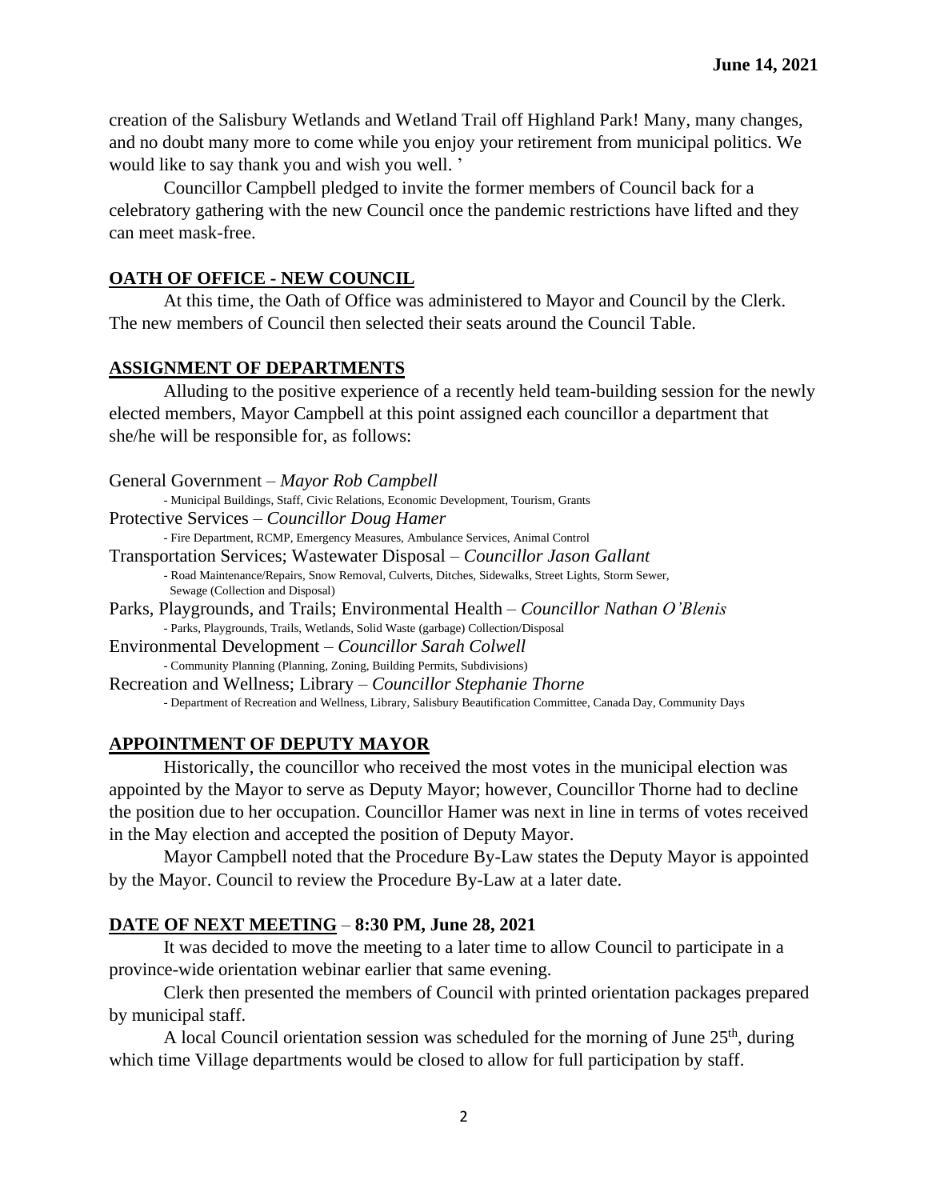creation of the Salisbury Wetlands and Wetland Trail off Highland Park! Many, many changes, and no doubt many more to come while you enjoy your retirement from municipal politics. We would like to say thank you and wish you well. '

Councillor Campbell pledged to invite the former members of Council back for a celebratory gathering with the new Council once the pandemic restrictions have lifted and they can meet mask-free.

## OATH OF OFFICE - NEW COUNCIL

At this time, the Oath of Office was administered to Mayor and Council by the Clerk. The new members of Council then selected their seats around the Council Table.

## ASSIGNMENT OF DEPARTMENTS

Alluding to the positive experience of a recently held team-building session for the newly elected members, Mayor Campbell at this point assigned each councillor a department that she/he will be responsible for, as follows:

General Government – *Mayor Rob Campbell*
- Municipal Buildings, Staff, Civic Relations, Economic Development, Tourism, Grants

Protective Services – *Councillor Doug Hamer*
- Fire Department, RCMP, Emergency Measures, Ambulance Services, Animal Control

Transportation Services; Wastewater Disposal – *Councillor Jason Gallant*
- Road Maintenance/Repairs, Snow Removal, Culverts, Ditches, Sidewalks, Street Lights, Storm Sewer, Sewage (Collection and Disposal)

Parks, Playgrounds, and Trails; Environmental Health – *Councillor Nathan O'Blenis*
- Parks, Playgrounds, Trails, Wetlands, Solid Waste (garbage) Collection/Disposal

Environmental Development – *Councillor Sarah Colwell*
- Community Planning (Planning, Zoning, Building Permits, Subdivisions)

Recreation and Wellness; Library – *Councillor Stephanie Thorne*
- Department of Recreation and Wellness, Library, Salisbury Beautification Committee, Canada Day, Community Days

## APPOINTMENT OF DEPUTY MAYOR

Historically, the councillor who received the most votes in the municipal election was appointed by the Mayor to serve as Deputy Mayor; however, Councillor Thorne had to decline the position due to her occupation. Councillor Hamer was next in line in terms of votes received in the May election and accepted the position of Deputy Mayor.

Mayor Campbell noted that the Procedure By-Law states the Deputy Mayor is appointed by the Mayor. Council to review the Procedure By-Law at a later date.

## DATE OF NEXT MEETING – 8:30 PM, June 28, 2021

It was decided to move the meeting to a later time to allow Council to participate in a province-wide orientation webinar earlier that same evening.

Clerk then presented the members of Council with printed orientation packages prepared by municipal staff.

A local Council orientation session was scheduled for the morning of June 25th, during which time Village departments would be closed to allow for full participation by staff.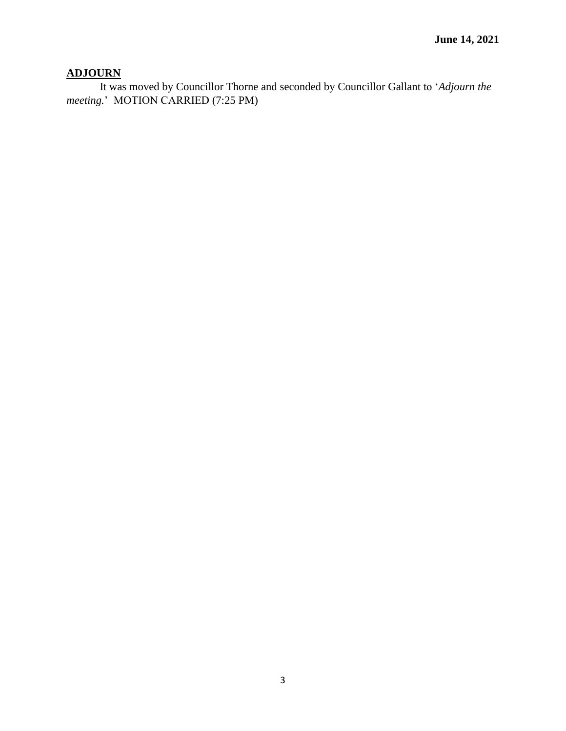**ADJOURN**

It was moved by Councillor Thorne and seconded by Councillor Gallant to '*Adjourn the meeting.*' MOTION CARRIED (7:25 PM)